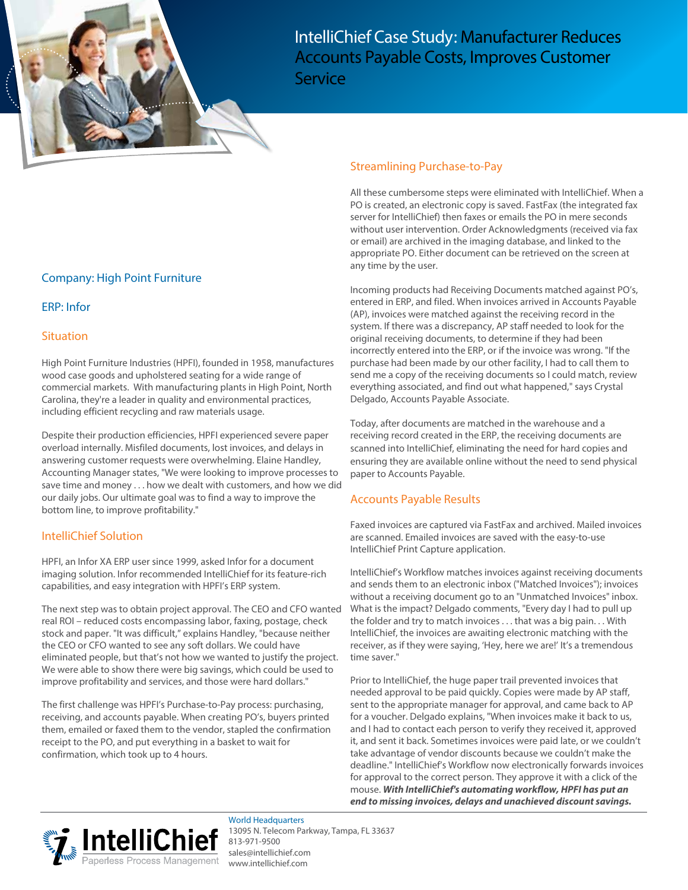# IntelliChief Case Study: Manufacturer Reduces Accounts Payable Costs, Improves Customer Service

## Company: High Point Furniture

## ERP: Infor

## Situation

High Point Furniture Industries (HPFI), founded in 1958, manufactures wood case goods and upholstered seating for a wide range of commercial markets. With manufacturing plants in High Point, North Carolina, they're a leader in quality and environmental practices, including efficient recycling and raw materials usage.

Despite their production efficiencies, HPFI experienced severe paper overload internally. Misfiled documents, lost invoices, and delays in answering customer requests were overwhelming. Elaine Handley, Accounting Manager states, "We were looking to improve processes to save time and money . . . how we dealt with customers, and how we did our daily jobs. Our ultimate goal was to find a way to improve the bottom line, to improve profitability."

## IntelliChief Solution

HPFI, an Infor XA ERP user since 1999, asked Infor for a document imaging solution. Infor recommended IntelliChief for its feature-rich capabilities, and easy integration with HPFI's ERP system.

The next step was to obtain project approval. The CEO and CFO wanted real ROI – reduced costs encompassing labor, faxing, postage, check stock and paper. "It was difficult," explains Handley, "because neither the CEO or CFO wanted to see any soft dollars. We could have eliminated people, but that's not how we wanted to justify the project. We were able to show there were big savings, which could be used to improve profitability and services, and those were hard dollars."

The first challenge was HPFI's Purchase-to-Pay process: purchasing, receiving, and accounts payable. When creating PO's, buyers printed them, emailed or faxed them to the vendor, stapled the confirmation receipt to the PO, and put everything in a basket to wait for confirmation, which took up to 4 hours.

## Streamlining Purchase-to-Pay

All these cumbersome steps were eliminated with IntelliChief. When a PO is created, an electronic copy is saved. FastFax (the integrated fax server for IntelliChief) then faxes or emails the PO in mere seconds without user intervention. Order Acknowledgments (received via fax or email) are archived in the imaging database, and linked to the appropriate PO. Either document can be retrieved on the screen at any time by the user.

Incoming products had Receiving Documents matched against PO's, entered in ERP, and filed. When invoices arrived in Accounts Payable (AP), invoices were matched against the receiving record in the system. If there was a discrepancy, AP staff needed to look for the original receiving documents, to determine if they had been incorrectly entered into the ERP, or if the invoice was wrong. "If the purchase had been made by our other facility, I had to call them to send me a copy of the receiving documents so I could match, review everything associated, and find out what happened," says Crystal Delgado, Accounts Payable Associate.

Today, after documents are matched in the warehouse and a receiving record created in the ERP, the receiving documents are scanned into IntelliChief, eliminating the need for hard copies and ensuring they are available online without the need to send physical paper to Accounts Payable.

## Accounts Payable Results

Faxed invoices are captured via FastFax and archived. Mailed invoices are scanned. Emailed invoices are saved with the easy-to-use IntelliChief Print Capture application.

IntelliChief's Workflow matches invoices against receiving documents and sends them to an electronic inbox ("Matched Invoices"); invoices without a receiving document go to an "Unmatched Invoices" inbox. What is the impact? Delgado comments, "Every day I had to pull up the folder and try to match invoices . . . that was a big pain. . . With IntelliChief, the invoices are awaiting electronic matching with the receiver, as if they were saying, 'Hey, here we are!' It's a tremendous time saver."

Prior to IntelliChief, the huge paper trail prevented invoices that needed approval to be paid quickly. Copies were made by AP staff, sent to the appropriate manager for approval, and came back to AP for a voucher. Delgado explains, "When invoices make it back to us, and I had to contact each person to verify they received it, approved it, and sent it back. Sometimes invoices were paid late, or we couldn't take advantage of vendor discounts because we couldn't make the deadline." IntelliChief's Workflow now electronically forwards invoices for approval to the correct person. They approve it with a click of the mouse. ***With IntelliChief's automating workflow, HPFI has put an end to missing invoices, delays and unachieved discount savings.***

IntelliChief
Paperless Process Management

World Headquarters
13095 N. Telecom Parkway, Tampa, FL 33637
813-971-9500
sales@intellichief.com
www.intellichief.com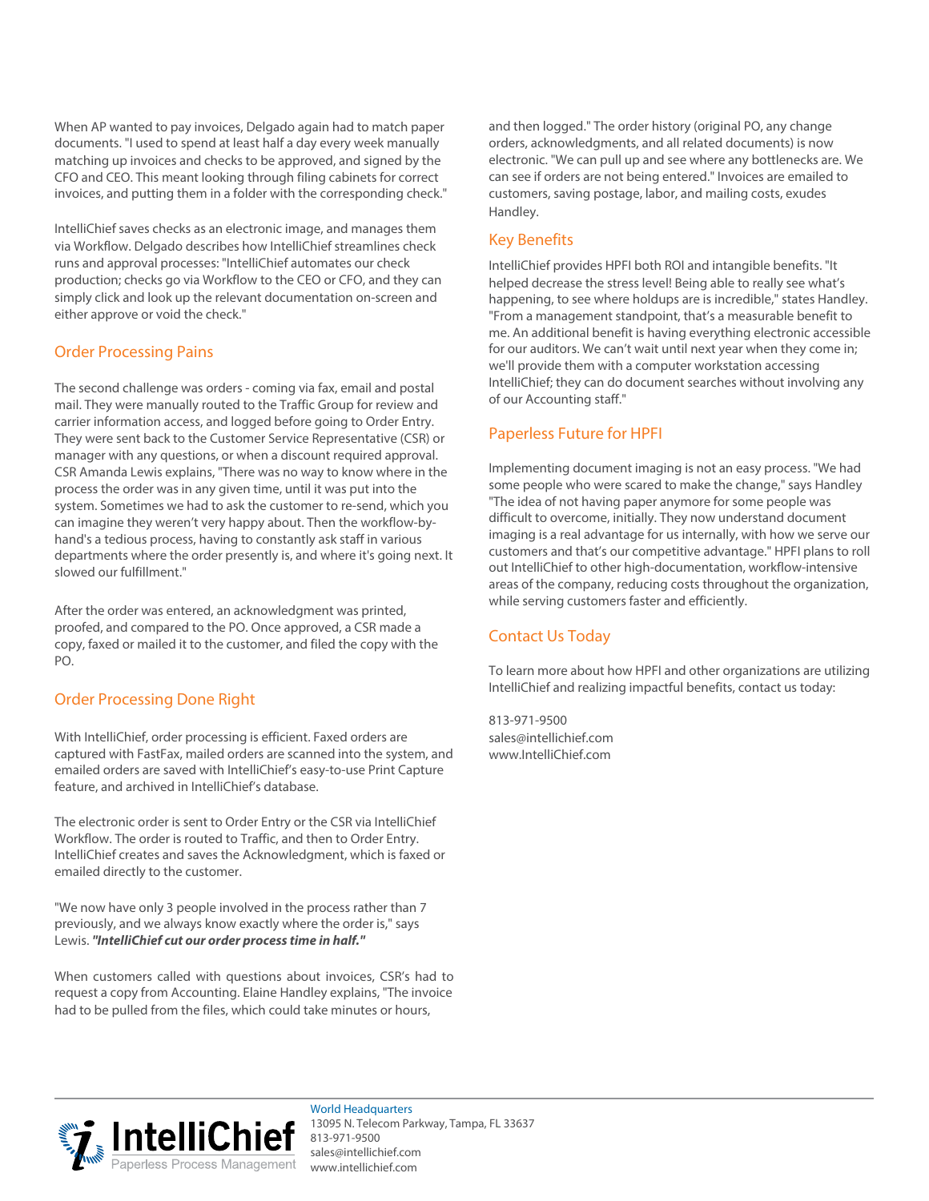When AP wanted to pay invoices, Delgado again had to match paper documents. "I used to spend at least half a day every week manually matching up invoices and checks to be approved, and signed by the CFO and CEO. This meant looking through filing cabinets for correct invoices, and putting them in a folder with the corresponding check."

IntelliChief saves checks as an electronic image, and manages them via Workflow. Delgado describes how IntelliChief streamlines check runs and approval processes: "IntelliChief automates our check production; checks go via Workflow to the CEO or CFO, and they can simply click and look up the relevant documentation on-screen and either approve or void the check."

## Order Processing Pains

The second challenge was orders - coming via fax, email and postal mail. They were manually routed to the Traffic Group for review and carrier information access, and logged before going to Order Entry. They were sent back to the Customer Service Representative (CSR) or manager with any questions, or when a discount required approval. CSR Amanda Lewis explains, "There was no way to know where in the process the order was in any given time, until it was put into the system. Sometimes we had to ask the customer to re-send, which you can imagine they weren't very happy about. Then the workflow-by-hand's a tedious process, having to constantly ask staff in various departments where the order presently is, and where it's going next. It slowed our fulfillment."

After the order was entered, an acknowledgment was printed, proofed, and compared to the PO. Once approved, a CSR made a copy, faxed or mailed it to the customer, and filed the copy with the PO.

## Order Processing Done Right

With IntelliChief, order processing is efficient. Faxed orders are captured with FastFax, mailed orders are scanned into the system, and emailed orders are saved with IntelliChief's easy-to-use Print Capture feature, and archived in IntelliChief's database.

The electronic order is sent to Order Entry or the CSR via IntelliChief Workflow. The order is routed to Traffic, and then to Order Entry. IntelliChief creates and saves the Acknowledgment, which is faxed or emailed directly to the customer.

"We now have only 3 people involved in the process rather than 7 previously, and we always know exactly where the order is," says Lewis. ***"IntelliChief cut our order process time in half."***

When customers called with questions about invoices, CSR's had to request a copy from Accounting. Elaine Handley explains, "The invoice had to be pulled from the files, which could take minutes or hours, and then logged." The order history (original PO, any change orders, acknowledgments, and all related documents) is now electronic. "We can pull up and see where any bottlenecks are. We can see if orders are not being entered." Invoices are emailed to customers, saving postage, labor, and mailing costs, exudes Handley.

## Key Benefits

IntelliChief provides HPFI both ROI and intangible benefits. "It helped decrease the stress level! Being able to really see what's happening, to see where holdups are is incredible," states Handley. "From a management standpoint, that's a measurable benefit to me. An additional benefit is having everything electronic accessible for our auditors. We can't wait until next year when they come in; we'll provide them with a computer workstation accessing IntelliChief; they can do document searches without involving any of our Accounting staff."

## Paperless Future for HPFI

Implementing document imaging is not an easy process. "We had some people who were scared to make the change," says Handley "The idea of not having paper anymore for some people was difficult to overcome, initially. They now understand document imaging is a real advantage for us internally, with how we serve our customers and that's our competitive advantage." HPFI plans to roll out IntelliChief to other high-documentation, workflow-intensive areas of the company, reducing costs throughout the organization, while serving customers faster and efficiently.

## Contact Us Today

To learn more about how HPFI and other organizations are utilizing IntelliChief and realizing impactful benefits, contact us today:

813-971-9500
sales@intellichief.com
www.IntelliChief.com

IntelliChief
Paperless Process Management

World Headquarters
13095 N. Telecom Parkway, Tampa, FL 33637
813-971-9500
sales@intellichief.com
www.intellichief.com